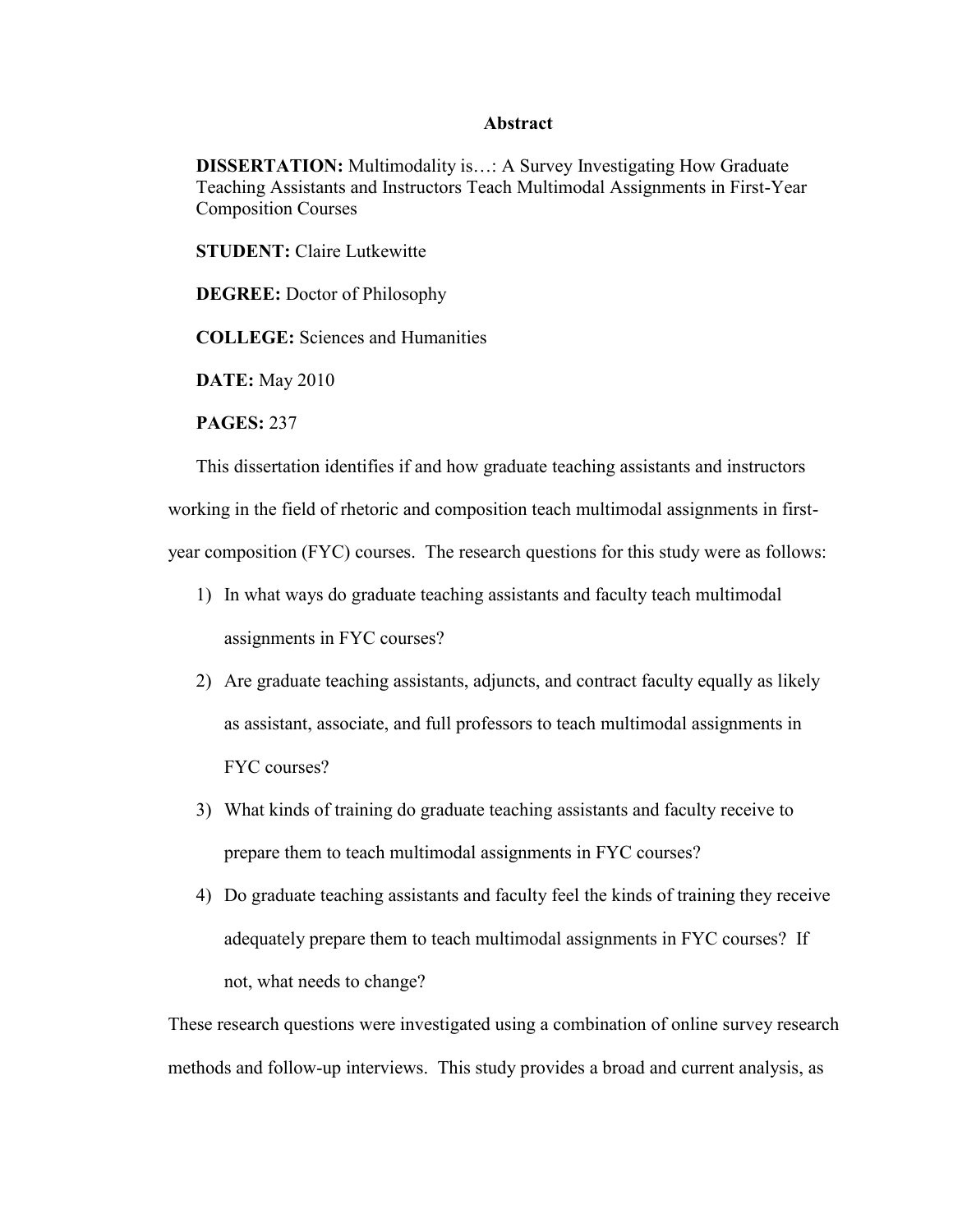# Abstract

**DISSERTATION:** Multimodality is…: A Survey Investigating How Graduate Teaching Assistants and Instructors Teach Multimodal Assignments in First-Year Composition Courses

**STUDENT:** Claire Lutkewitte

**DEGREE:** Doctor of Philosophy

**COLLEGE:** Sciences and Humanities

**DATE:** May 2010

**PAGES:** 237

This dissertation identifies if and how graduate teaching assistants and instructors working in the field of rhetoric and composition teach multimodal assignments in first-year composition (FYC) courses. The research questions for this study were as follows:

1) In what ways do graduate teaching assistants and faculty teach multimodal assignments in FYC courses?
2) Are graduate teaching assistants, adjuncts, and contract faculty equally as likely as assistant, associate, and full professors to teach multimodal assignments in FYC courses?
3) What kinds of training do graduate teaching assistants and faculty receive to prepare them to teach multimodal assignments in FYC courses?
4) Do graduate teaching assistants and faculty feel the kinds of training they receive adequately prepare them to teach multimodal assignments in FYC courses? If not, what needs to change?

These research questions were investigated using a combination of online survey research methods and follow-up interviews. This study provides a broad and current analysis, as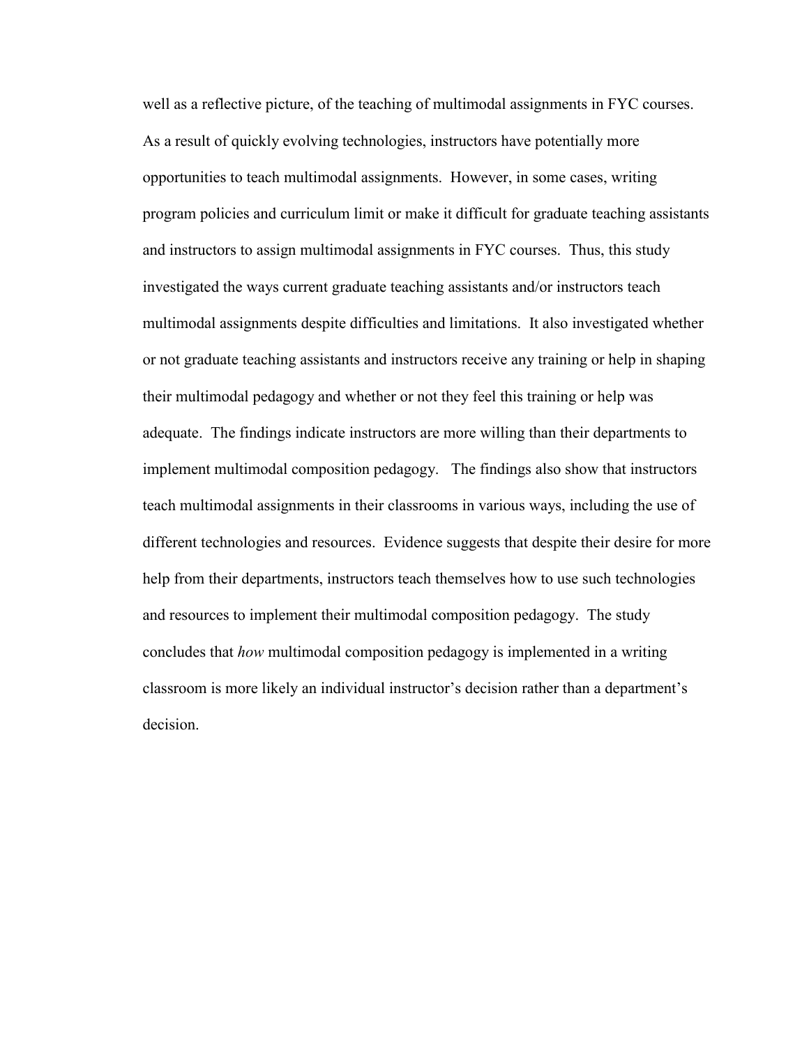well as a reflective picture, of the teaching of multimodal assignments in FYC courses. As a result of quickly evolving technologies, instructors have potentially more opportunities to teach multimodal assignments. However, in some cases, writing program policies and curriculum limit or make it difficult for graduate teaching assistants and instructors to assign multimodal assignments in FYC courses. Thus, this study investigated the ways current graduate teaching assistants and/or instructors teach multimodal assignments despite difficulties and limitations. It also investigated whether or not graduate teaching assistants and instructors receive any training or help in shaping their multimodal pedagogy and whether or not they feel this training or help was adequate. The findings indicate instructors are more willing than their departments to implement multimodal composition pedagogy. The findings also show that instructors teach multimodal assignments in their classrooms in various ways, including the use of different technologies and resources. Evidence suggests that despite their desire for more help from their departments, instructors teach themselves how to use such technologies and resources to implement their multimodal composition pedagogy. The study concludes that *how* multimodal composition pedagogy is implemented in a writing classroom is more likely an individual instructor's decision rather than a department's decision.